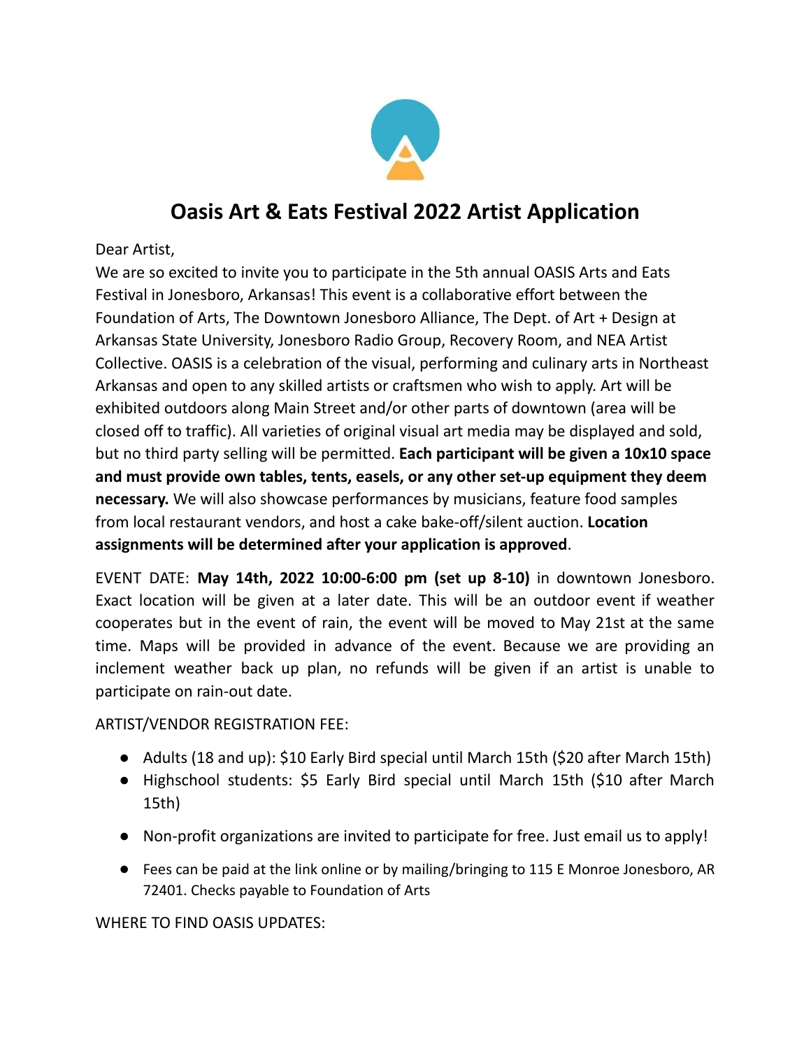# Oasis Art & Eats Festival 2022 Artist Application

Dear Artist,

We are so excited to invite you to participate in the 5th annual OASIS Arts and Eats Festival in Jonesboro, Arkansas! This event is a collaborative effort between the Foundation of Arts, The Downtown Jonesboro Alliance, The Dept. of Art + Design at Arkansas State University, Jonesboro Radio Group, Recovery Room, and NEA Artist Collective. OASIS is a celebration of the visual, performing and culinary arts in Northeast Arkansas and open to any skilled artists or craftsmen who wish to apply. Art will be exhibited outdoors along Main Street and/or other parts of downtown (area will be closed off to traffic). All varieties of original visual art media may be displayed and sold, but no third party selling will be permitted. **Each participant will be given a 10x10 space and must provide own tables, tents, easels, or any other set-up equipment they deem necessary.** We will also showcase performances by musicians, feature food samples from local restaurant vendors, and host a cake bake-off/silent auction. **Location assignments will be determined after your application is approved**.

EVENT DATE: **May 14th, 2022 10:00-6:00 pm (set up 8-10)** in downtown Jonesboro. Exact location will be given at a later date. This will be an outdoor event if weather cooperates but in the event of rain, the event will be moved to May 21st at the same time. Maps will be provided in advance of the event. Because we are providing an inclement weather back up plan, no refunds will be given if an artist is unable to participate on rain-out date.

ARTIST/VENDOR REGISTRATION FEE:

- Adults (18 and up): $10 Early Bird special until March 15th ($20 after March 15th)
- Highschool students: $5 Early Bird special until March 15th ($10 after March 15th)
- Non-profit organizations are invited to participate for free. Just email us to apply!
- Fees can be paid at the link online or by mailing/bringing to 115 E Monroe Jonesboro, AR 72401. Checks payable to Foundation of Arts

WHERE TO FIND OASIS UPDATES: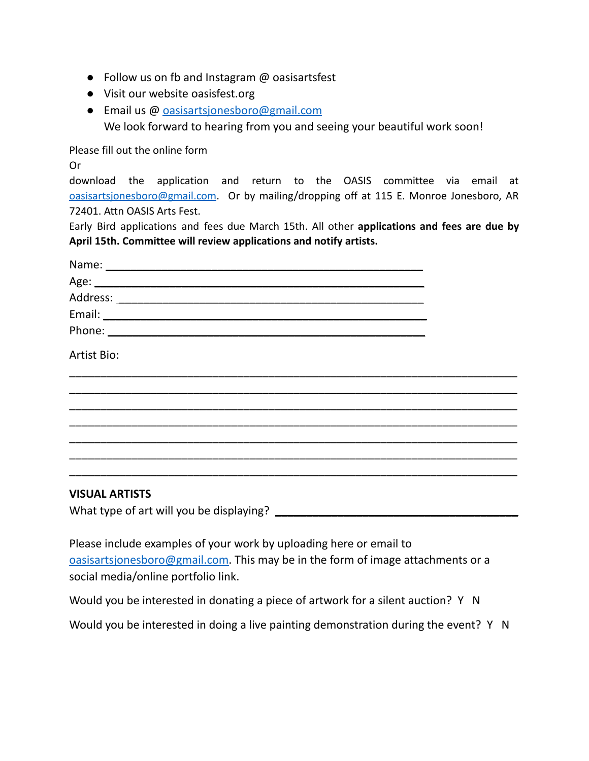- Follow us on fb and Instagram @ oasisartsfest
- Visit our website oasisfest.org
- Email us @ oasisartsjonesboro@gmail.com

  We look forward to hearing from you and seeing your beautiful work soon!

Please fill out the online form

Or

download the application and return to the OASIS committee via email at oasisartsjonesboro@gmail.com. Or by mailing/dropping off at 115 E. Monroe Jonesboro, AR 72401. Attn OASIS Arts Fest.

Early Bird applications and fees due March 15th. All other **applications and fees are due by April 15th. Committee will review applications and notify artists.**

Name: ______________________________________________

Age: ______________________________________________

Address: ___________________________________________

Email: _____________________________________________

Phone: _____________________________________________

Artist Bio:

______________________________________________________________________

______________________________________________________________________

______________________________________________________________________

______________________________________________________________________

______________________________________________________________________

______________________________________________________________________

______________________________________________________________________

**VISUAL ARTISTS**

What type of art will you be displaying? ______________________________

Please include examples of your work by uploading here or email to oasisartsjonesboro@gmail.com. This may be in the form of image attachments or a social media/online portfolio link.

Would you be interested in donating a piece of artwork for a silent auction? Y N

Would you be interested in doing a live painting demonstration during the event? Y N